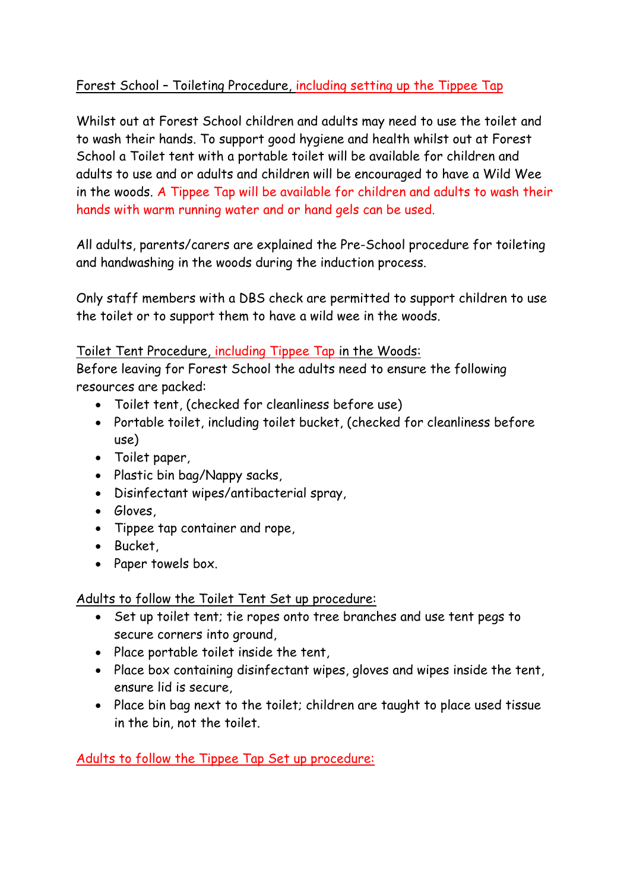Forest School – Toileting Procedure, including setting up the Tippee Tap

Whilst out at Forest School children and adults may need to use the toilet and to wash their hands. To support good hygiene and health whilst out at Forest School a Toilet tent with a portable toilet will be available for children and adults to use and or adults and children will be encouraged to have a Wild Wee in the woods. A Tippee Tap will be available for children and adults to wash their hands with warm running water and or hand gels can be used.

All adults, parents/carers are explained the Pre-School procedure for toileting and handwashing in the woods during the induction process.

Only staff members with a DBS check are permitted to support children to use the toilet or to support them to have a wild wee in the woods.

Toilet Tent Procedure, including Tippee Tap in the Woods:
Before leaving for Forest School the adults need to ensure the following resources are packed:

- Toilet tent, (checked for cleanliness before use)
- Portable toilet, including toilet bucket, (checked for cleanliness before use)
- Toilet paper,
- Plastic bin bag/Nappy sacks,
- Disinfectant wipes/antibacterial spray,
- Gloves,
- Tippee tap container and rope,
- Bucket,
- Paper towels box.

Adults to follow the Toilet Tent Set up procedure:

- Set up toilet tent; tie ropes onto tree branches and use tent pegs to secure corners into ground,
- Place portable toilet inside the tent,
- Place box containing disinfectant wipes, gloves and wipes inside the tent, ensure lid is secure,
- Place bin bag next to the toilet; children are taught to place used tissue in the bin, not the toilet.

Adults to follow the Tippee Tap Set up procedure: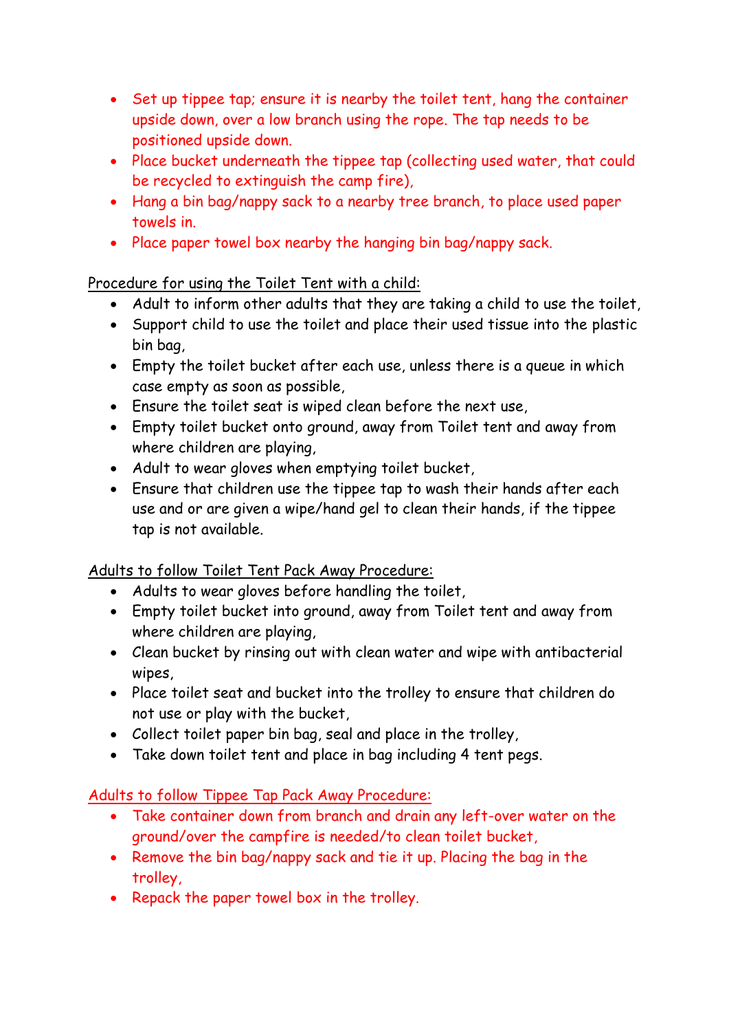- Set up tippee tap; ensure it is nearby the toilet tent, hang the container upside down, over a low branch using the rope. The tap needs to be positioned upside down.
- Place bucket underneath the tippee tap (collecting used water, that could be recycled to extinguish the camp fire),
- Hang a bin bag/nappy sack to a nearby tree branch, to place used paper towels in.
- Place paper towel box nearby the hanging bin bag/nappy sack.

Procedure for using the Toilet Tent with a child:

- Adult to inform other adults that they are taking a child to use the toilet,
- Support child to use the toilet and place their used tissue into the plastic bin bag,
- Empty the toilet bucket after each use, unless there is a queue in which case empty as soon as possible,
- Ensure the toilet seat is wiped clean before the next use,
- Empty toilet bucket onto ground, away from Toilet tent and away from where children are playing,
- Adult to wear gloves when emptying toilet bucket,
- Ensure that children use the tippee tap to wash their hands after each use and or are given a wipe/hand gel to clean their hands, if the tippee tap is not available.

Adults to follow Toilet Tent Pack Away Procedure:

- Adults to wear gloves before handling the toilet,
- Empty toilet bucket into ground, away from Toilet tent and away from where children are playing,
- Clean bucket by rinsing out with clean water and wipe with antibacterial wipes,
- Place toilet seat and bucket into the trolley to ensure that children do not use or play with the bucket,
- Collect toilet paper bin bag, seal and place in the trolley,
- Take down toilet tent and place in bag including 4 tent pegs.

Adults to follow Tippee Tap Pack Away Procedure:

- Take container down from branch and drain any left-over water on the ground/over the campfire is needed/to clean toilet bucket,
- Remove the bin bag/nappy sack and tie it up. Placing the bag in the trolley,
- Repack the paper towel box in the trolley.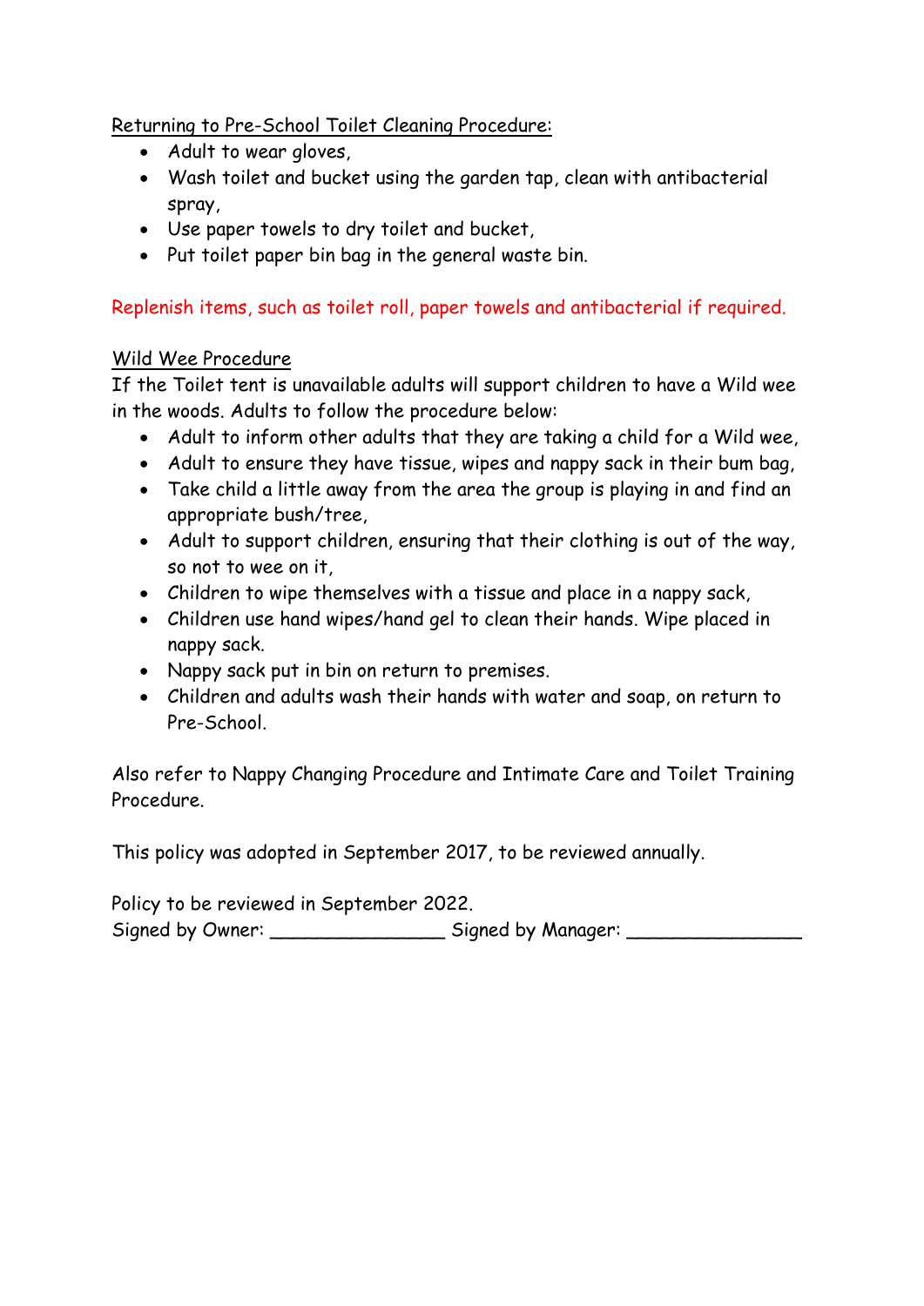<u>Returning to Pre-School Toilet Cleaning Procedure:</u>

- Adult to wear gloves,
- Wash toilet and bucket using the garden tap, clean with antibacterial spray,
- Use paper towels to dry toilet and bucket,
- Put toilet paper bin bag in the general waste bin.

Replenish items, such as toilet roll, paper towels and antibacterial if required.

<u>Wild Wee Procedure</u>

If the Toilet tent is unavailable adults will support children to have a Wild wee in the woods. Adults to follow the procedure below:

- Adult to inform other adults that they are taking a child for a Wild wee,
- Adult to ensure they have tissue, wipes and nappy sack in their bum bag,
- Take child a little away from the area the group is playing in and find an appropriate bush/tree,
- Adult to support children, ensuring that their clothing is out of the way, so not to wee on it,
- Children to wipe themselves with a tissue and place in a nappy sack,
- Children use hand wipes/hand gel to clean their hands. Wipe placed in nappy sack.
- Nappy sack put in bin on return to premises.
- Children and adults wash their hands with water and soap, on return to Pre-School.

Also refer to Nappy Changing Procedure and Intimate Care and Toilet Training Procedure.

This policy was adopted in September 2017, to be reviewed annually.

Policy to be reviewed in September 2022.
Signed by Owner: _______________ Signed by Manager: _______________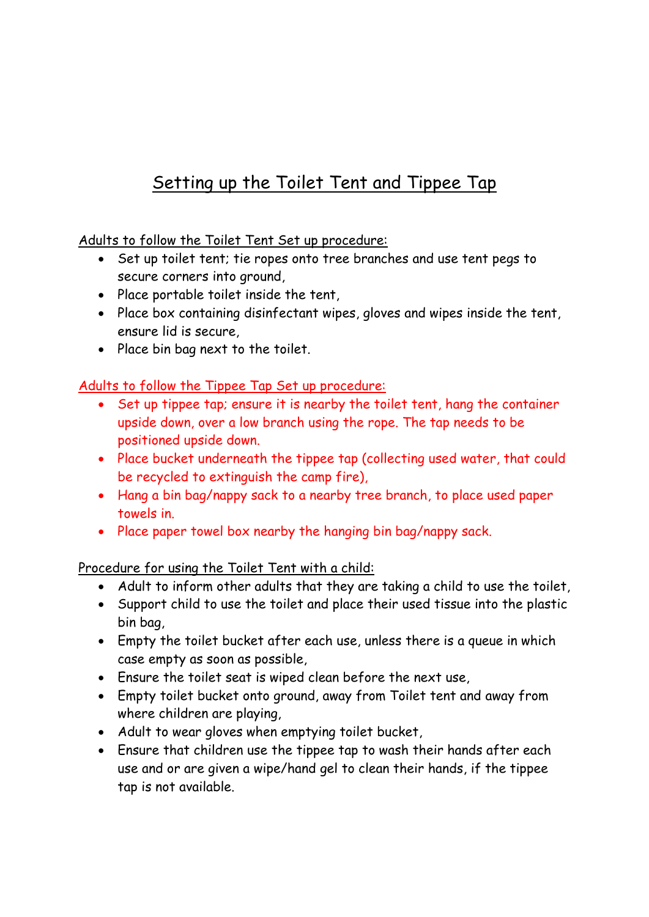# Setting up the Toilet Tent and Tippee Tap

Adults to follow the Toilet Tent Set up procedure:

- Set up toilet tent; tie ropes onto tree branches and use tent pegs to secure corners into ground,
- Place portable toilet inside the tent,
- Place box containing disinfectant wipes, gloves and wipes inside the tent, ensure lid is secure,
- Place bin bag next to the toilet.

Adults to follow the Tippee Tap Set up procedure:

- Set up tippee tap; ensure it is nearby the toilet tent, hang the container upside down, over a low branch using the rope. The tap needs to be positioned upside down.
- Place bucket underneath the tippee tap (collecting used water, that could be recycled to extinguish the camp fire),
- Hang a bin bag/nappy sack to a nearby tree branch, to place used paper towels in.
- Place paper towel box nearby the hanging bin bag/nappy sack.

Procedure for using the Toilet Tent with a child:

- Adult to inform other adults that they are taking a child to use the toilet,
- Support child to use the toilet and place their used tissue into the plastic bin bag,
- Empty the toilet bucket after each use, unless there is a queue in which case empty as soon as possible,
- Ensure the toilet seat is wiped clean before the next use,
- Empty toilet bucket onto ground, away from Toilet tent and away from where children are playing,
- Adult to wear gloves when emptying toilet bucket,
- Ensure that children use the tippee tap to wash their hands after each use and or are given a wipe/hand gel to clean their hands, if the tippee tap is not available.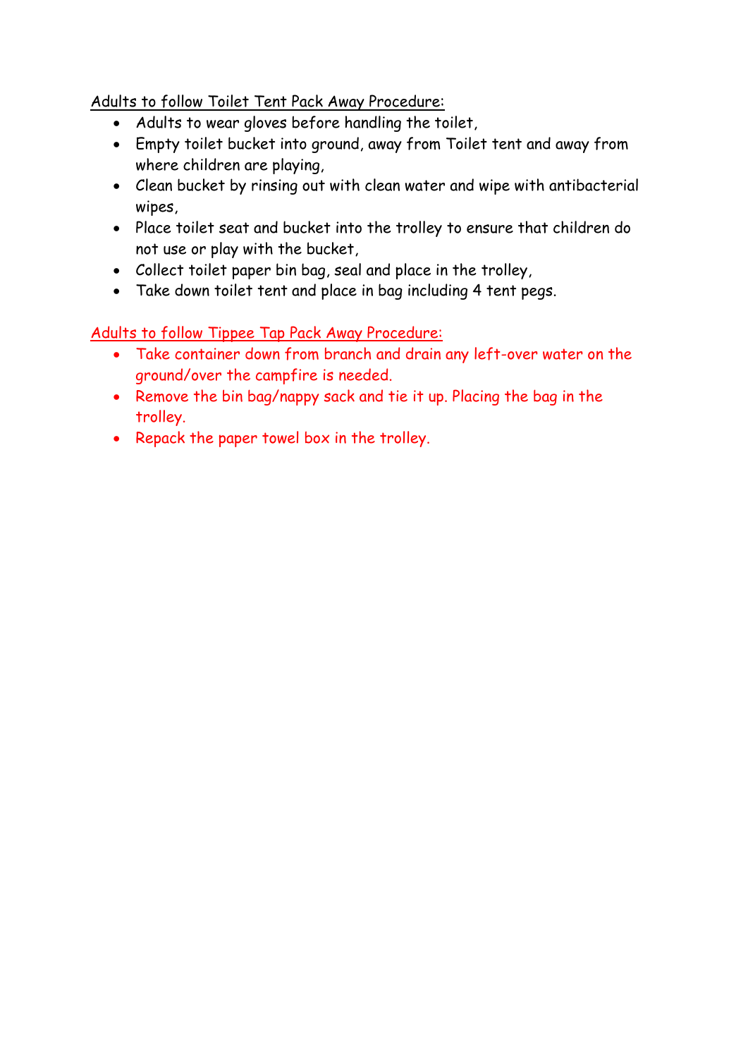Adults to follow Toilet Tent Pack Away Procedure:

- Adults to wear gloves before handling the toilet,
- Empty toilet bucket into ground, away from Toilet tent and away from where children are playing,
- Clean bucket by rinsing out with clean water and wipe with antibacterial wipes,
- Place toilet seat and bucket into the trolley to ensure that children do not use or play with the bucket,
- Collect toilet paper bin bag, seal and place in the trolley,
- Take down toilet tent and place in bag including 4 tent pegs.

Adults to follow Tippee Tap Pack Away Procedure:

- Take container down from branch and drain any left-over water on the ground/over the campfire is needed.
- Remove the bin bag/nappy sack and tie it up. Placing the bag in the trolley.
- Repack the paper towel box in the trolley.